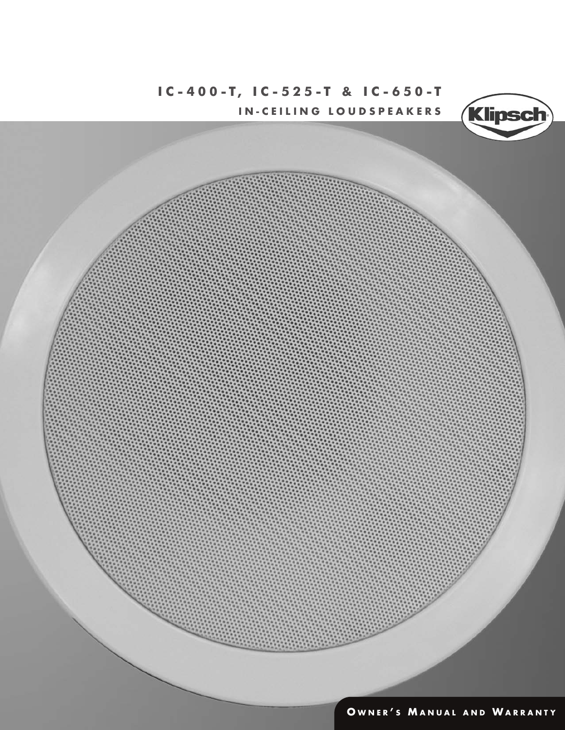# IC-400-T, IC-525-T & IC-650-T

## IN-CEILING LOUDSPEAKERS

Klipsch

OWNER'S MANUAL AND WARRANTY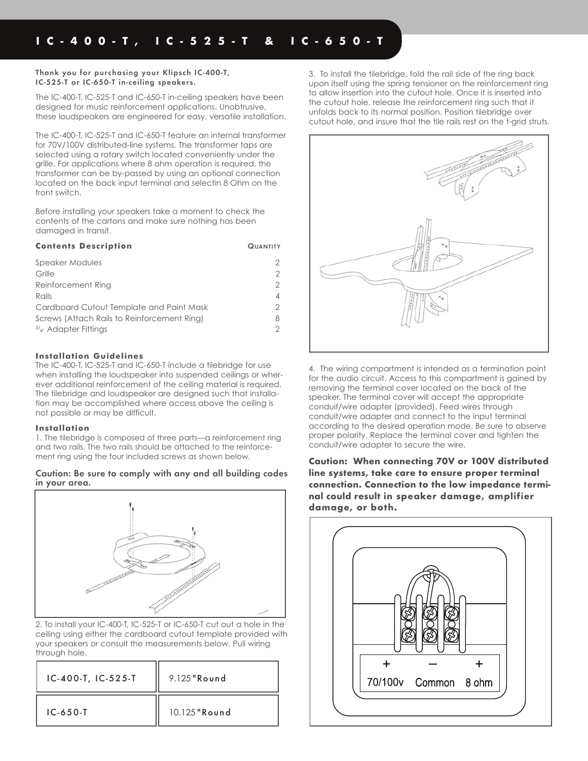# IC-400-T, IC-525-T & IC-650-T

**Thank you for purchasing your Klipsch IC-400-T, IC-525-T or IC-650-T in-ceiling speakers.**

The IC-400-T, IC-525-T and IC-650-T in-ceiling speakers have been designed for music reinforcement applications. Unobtrusive, these loudspeakers are engineered for easy, versatile installation.

The IC-400-T, IC-525-T and IC-650-T feature an internal transformer for 70V/100V distributed-line systems. The transformer taps are selected using a rotary switch located conveniently under the grille. For applications where 8 ohm operation is required, the transformer can be by-passed by using an optional connection located on the back input terminal and selectin 8 Ohm on the front switch.

Before installing your speakers take a moment to check the contents of the cartons and make sure nothing has been damaged in transit.

| Contents Description | Quantity |
| --- | --- |
| Speaker Modules | 2 |
| Grille | 2 |
| Reinforcement Ring | 2 |
| Rails | 4 |
| Cardboard Cutout Template and Paint Mask | 2 |
| Screws (Attach Rails to Reinforcement Ring) | 8 |
| 3/4" Adapter Fittings | 2 |

### Installation Guidelines

The IC-400-T, IC-525-T and IC-650-T include a tilebridge for use when installing the loudspeaker into suspended ceilings or wherever additional reinforcement of the ceiling material is required. The tilebridge and loudspeaker are designed such that installation may be accomplished where access above the ceiling is not possible or may be difficult.

### Installation

1. The tilebridge is composed of three parts—a reinforcement ring and two rails. The two rails should be attached to the reinforcement ring using the four included screws as shown below.

**Caution: Be sure to comply with any and all building codes in your area.**

2. To install your IC-400-T, IC-525-T or IC-650-T cut out a hole in the ceiling using either the cardboard cutout template provided with your speakers or consult the measurements below. Pull wiring through hole.

| IC-400-T, IC-525-T | 9.125"Round |
| --- | --- |
| IC-650-T | 10.125"Round |

3. To install the tilebridge, fold the rail side of the ring back upon itself using the spring tensioner on the reinforcement ring to allow insertion into the cutout hole. Once it is inserted into the cutout hole, release the reinforcement ring such that it unfolds back to its normal position. Position tilebridge over cutout hole, and insure that the tile rails rest on the t-grid struts.

4. The wiring compartment is intended as a termination point for the audio circuit. Access to this compartment is gained by removing the terminal cover located on the back of the speaker. The terminal cover will accept the appropriate conduit/wire adapter (provided). Feed wires through conduit/wire adapter and connect to the input terminal according to the desired operation mode. Be sure to observe proper polarity. Replace the terminal cover and tighten the conduit/wire adapter to secure the wire.

**Caution: When connecting 70V or 100V distributed line systems, take care to ensure proper terminal connection. Connection to the low impedance terminal could result in speaker damage, amplifier damage, or both.**

| + | – | + |
| --- | --- | --- |
| 70/100v | Common | 8 ohm |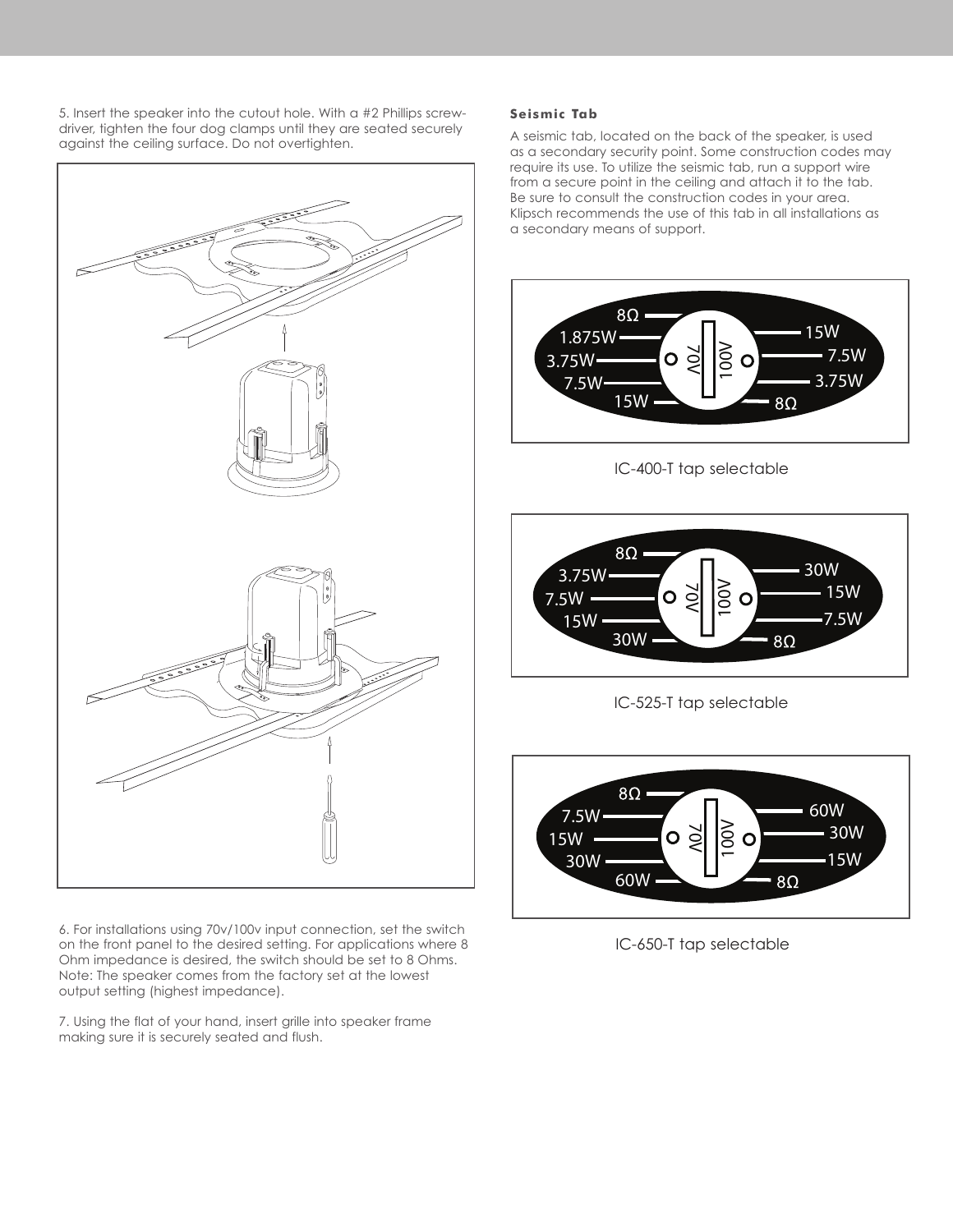5. Insert the speaker into the cutout hole. With a #2 Phillips screwdriver, tighten the four dog clamps until they are seated securely against the ceiling surface. Do not overtighten.

6. For installations using 70v/100v input connection, set the switch on the front panel to the desired setting. For applications where 8 Ohm impedance is desired, the switch should be set to 8 Ohms. Note: The speaker comes from the factory set at the lowest output setting (highest impedance).

7. Using the flat of your hand, insert grille into speaker frame making sure it is securely seated and flush.

**Seismic Tab**

A seismic tab, located on the back of the speaker, is used as a secondary security point. Some construction codes may require its use. To utilize the seismic tab, run a support wire from a secure point in the ceiling and attach it to the tab. Be sure to consult the construction codes in your area. Klipsch recommends the use of this tab in all installations as a secondary means of support.

| 70V | 100V |
|---|---|
| 8Ω | 15W |
| 1.875W | 7.5W |
| 3.75W | 3.75W |
| 7.5W | 8Ω |
| 15W | |

IC-400-T tap selectable

| 70V | 100V |
|---|---|
| 8Ω | 30W |
| 3.75W | 15W |
| 7.5W | 7.5W |
| 15W | 8Ω |
| 30W | |

IC-525-T tap selectable

| 70V | 100V |
|---|---|
| 8Ω | 60W |
| 7.5W | 30W |
| 15W | 15W |
| 30W | 8Ω |
| 60W | |

IC-650-T tap selectable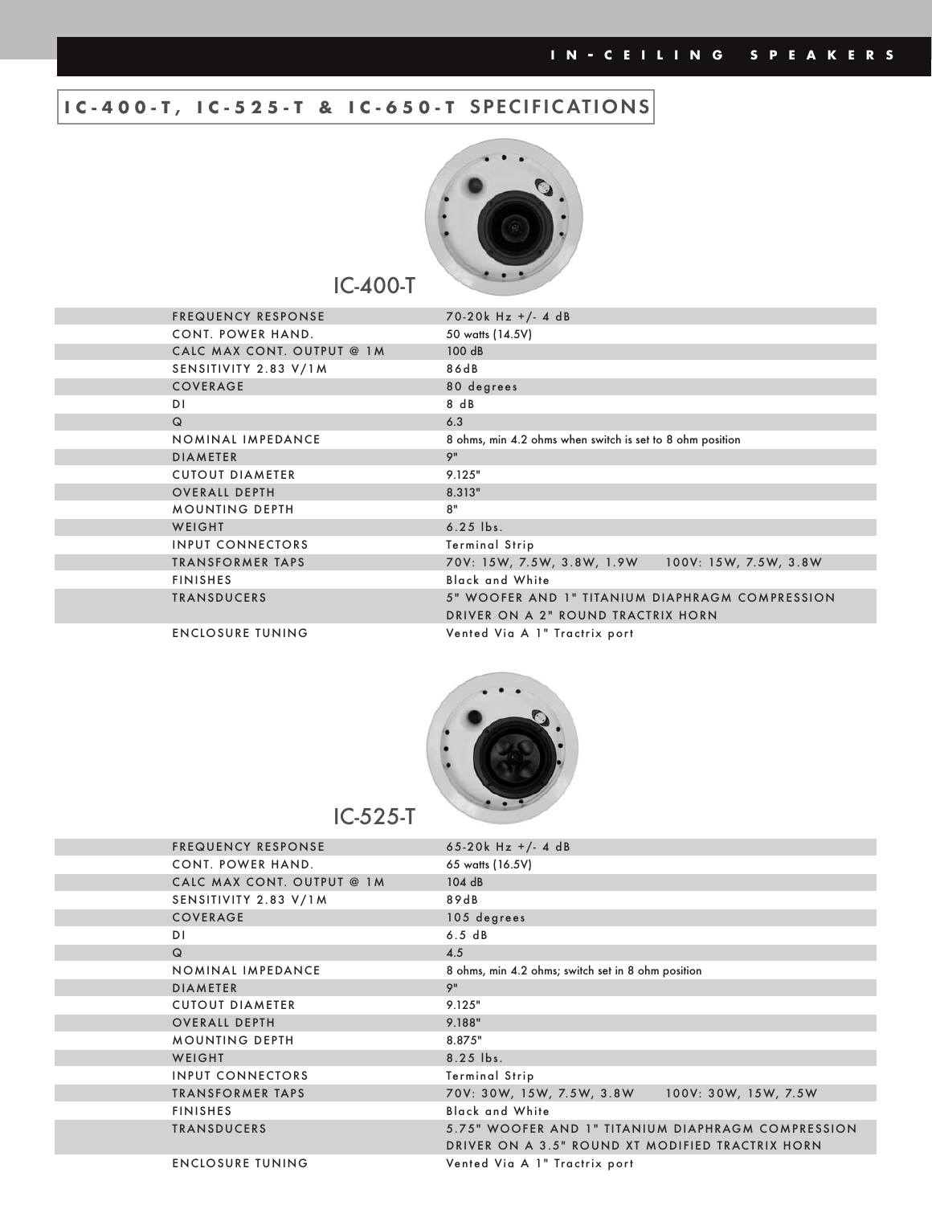## IC-400-T, IC-525-T & IC-650-T SPECIFICATIONS

### IC-400-T

| | |
|---|---|
| FREQUENCY RESPONSE | 70-20k Hz +/- 4 dB |
| CONT. POWER HAND. | 50 watts (14.5V) |
| CALC MAX CONT. OUTPUT @ 1M | 100 dB |
| SENSITIVITY 2.83 V/1M | 86dB |
| COVERAGE | 80 degrees |
| DI | 8 dB |
| Q | 6.3 |
| NOMINAL IMPEDANCE | 8 ohms, min 4.2 ohms when switch is set to 8 ohm position |
| DIAMETER | 9" |
| CUTOUT DIAMETER | 9.125" |
| OVERALL DEPTH | 8.313" |
| MOUNTING DEPTH | 8" |
| WEIGHT | 6.25 lbs. |
| INPUT CONNECTORS | Terminal Strip |
| TRANSFORMER TAPS | 70V: 15W, 7.5W, 3.8W, 1.9W    100V: 15W, 7.5W, 3.8W |
| FINISHES | Black and White |
| TRANSDUCERS | 5" WOOFER AND 1" TITANIUM DIAPHRAGM COMPRESSION DRIVER ON A 2" ROUND TRACTRIX HORN |
| ENCLOSURE TUNING | Vented Via A 1" Tractrix port |

### IC-525-T

| | |
|---|---|
| FREQUENCY RESPONSE | 65-20k Hz +/- 4 dB |
| CONT. POWER HAND. | 65 watts (16.5V) |
| CALC MAX CONT. OUTPUT @ 1M | 104 dB |
| SENSITIVITY 2.83 V/1M | 89dB |
| COVERAGE | 105 degrees |
| DI | 6.5 dB |
| Q | 4.5 |
| NOMINAL IMPEDANCE | 8 ohms, min 4.2 ohms; switch set in 8 ohm position |
| DIAMETER | 9" |
| CUTOUT DIAMETER | 9.125" |
| OVERALL DEPTH | 9.188" |
| MOUNTING DEPTH | 8.875" |
| WEIGHT | 8.25 lbs. |
| INPUT CONNECTORS | Terminal Strip |
| TRANSFORMER TAPS | 70V: 30W, 15W, 7.5W, 3.8W    100V: 30W, 15W, 7.5W |
| FINISHES | Black and White |
| TRANSDUCERS | 5.75" WOOFER AND 1" TITANIUM DIAPHRAGM COMPRESSION DRIVER ON A 3.5" ROUND XT MODIFIED TRACTRIX HORN |
| ENCLOSURE TUNING | Vented Via A 1" Tractrix port |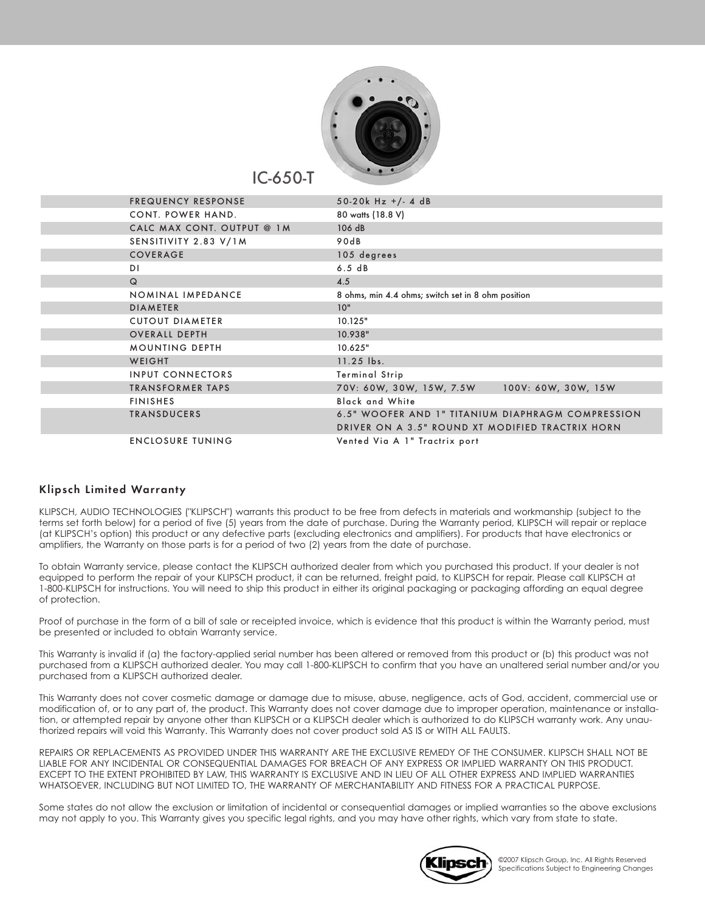## IC-650-T

| | |
|---|---|
| FREQUENCY RESPONSE | 50-20k Hz +/- 4 dB |
| CONT. POWER HAND. | 80 watts (18.8 V) |
| CALC MAX CONT. OUTPUT @ 1M | 106 dB |
| SENSITIVITY 2.83 V/1M | 90dB |
| COVERAGE | 105 degrees |
| DI | 6.5 dB |
| Q | 4.5 |
| NOMINAL IMPEDANCE | 8 ohms, min 4.4 ohms; switch set in 8 ohm position |
| DIAMETER | 10" |
| CUTOUT DIAMETER | 10.125" |
| OVERALL DEPTH | 10.938" |
| MOUNTING DEPTH | 10.625" |
| WEIGHT | 11.25 lbs. |
| INPUT CONNECTORS | Terminal Strip |
| TRANSFORMER TAPS | 70V: 60W, 30W, 15W, 7.5W 100V: 60W, 30W, 15W |
| FINISHES | Black and White |
| TRANSDUCERS | 6.5" WOOFER AND 1" TITANIUM DIAPHRAGM COMPRESSION DRIVER ON A 3.5" ROUND XT MODIFIED TRACTRIX HORN |
| ENCLOSURE TUNING | Vented Via A 1" Tractrix port |

### Klipsch Limited Warranty

KLIPSCH, AUDIO TECHNOLOGIES ("KLIPSCH") warrants this product to be free from defects in materials and workmanship (subject to the terms set forth below) for a period of five (5) years from the date of purchase. During the Warranty period, KLIPSCH will repair or replace (at KLIPSCH's option) this product or any defective parts (excluding electronics and amplifiers). For products that have electronics or amplifiers, the Warranty on those parts is for a period of two (2) years from the date of purchase.

To obtain Warranty service, please contact the KLIPSCH authorized dealer from which you purchased this product. If your dealer is not equipped to perform the repair of your KLIPSCH product, it can be returned, freight paid, to KLIPSCH for repair. Please call KLIPSCH at 1-800-KLIPSCH for instructions. You will need to ship this product in either its original packaging or packaging affording an equal degree of protection.

Proof of purchase in the form of a bill of sale or receipted invoice, which is evidence that this product is within the Warranty period, must be presented or included to obtain Warranty service.

This Warranty is invalid if (a) the factory-applied serial number has been altered or removed from this product or (b) this product was not purchased from a KLIPSCH authorized dealer. You may call 1-800-KLIPSCH to confirm that you have an unaltered serial number and/or you purchased from a KLIPSCH authorized dealer.

This Warranty does not cover cosmetic damage or damage due to misuse, abuse, negligence, acts of God, accident, commercial use or modification of, or to any part of, the product. This Warranty does not cover damage due to improper operation, maintenance or installation, or attempted repair by anyone other than KLIPSCH or a KLIPSCH dealer which is authorized to do KLIPSCH warranty work. Any unauthorized repairs will void this Warranty. This Warranty does not cover product sold AS IS or WITH ALL FAULTS.

REPAIRS OR REPLACEMENTS AS PROVIDED UNDER THIS WARRANTY ARE THE EXCLUSIVE REMEDY OF THE CONSUMER. KLIPSCH SHALL NOT BE LIABLE FOR ANY INCIDENTAL OR CONSEQUENTIAL DAMAGES FOR BREACH OF ANY EXPRESS OR IMPLIED WARRANTY ON THIS PRODUCT. EXCEPT TO THE EXTENT PROHIBITED BY LAW, THIS WARRANTY IS EXCLUSIVE AND IN LIEU OF ALL OTHER EXPRESS AND IMPLIED WARRANTIES WHATSOEVER, INCLUDING BUT NOT LIMITED TO, THE WARRANTY OF MERCHANTABILITY AND FITNESS FOR A PRACTICAL PURPOSE.

Some states do not allow the exclusion or limitation of incidental or consequential damages or implied warranties so the above exclusions may not apply to you. This Warranty gives you specific legal rights, and you may have other rights, which vary from state to state.

Klipsch

©2007 Klipsch Group, Inc. All Rights Reserved
Specifications Subject to Engineering Changes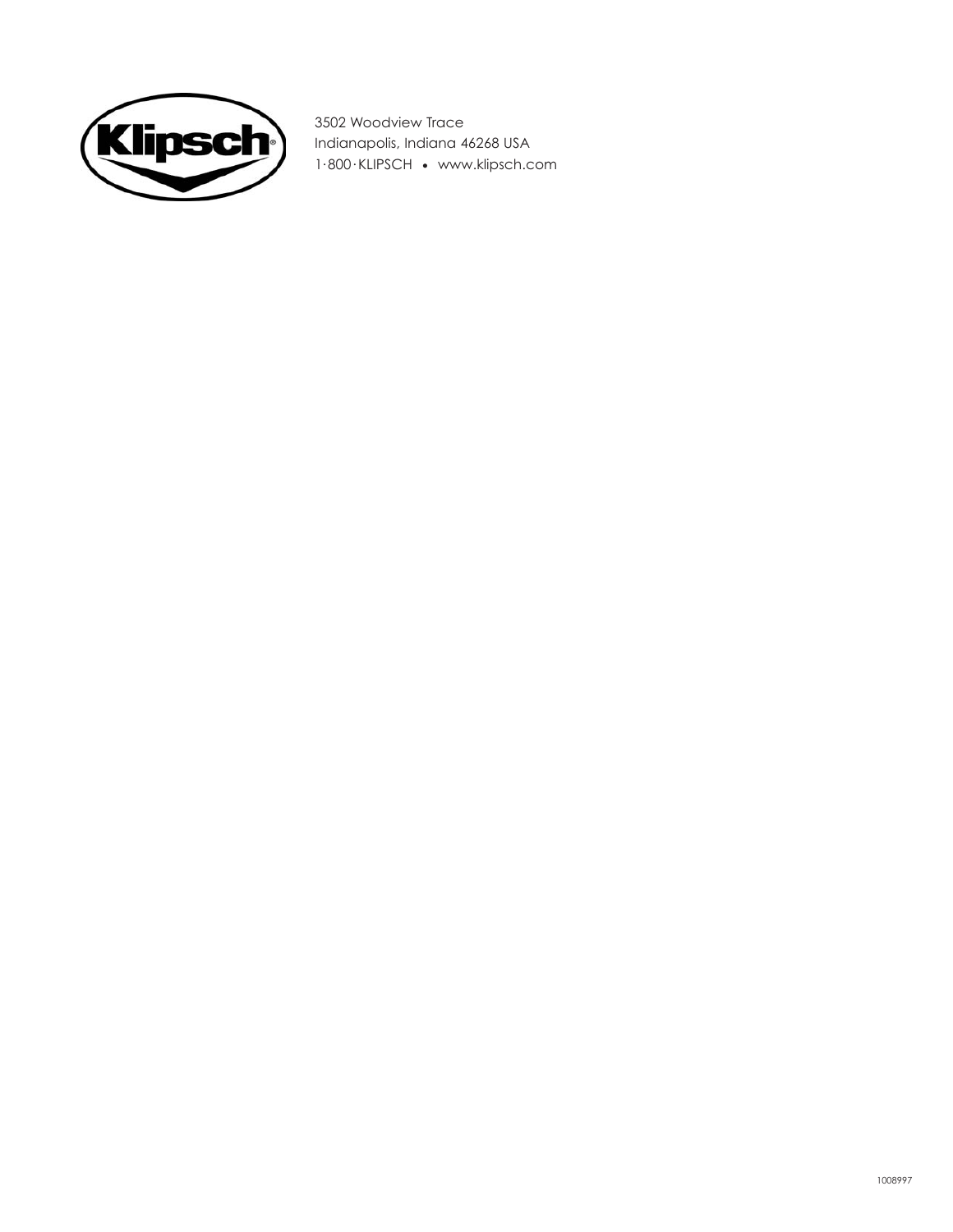3502 Woodview Trace
Indianapolis, Indiana 46268 USA
1·800·KLIPSCH • www.klipsch.com

1008997